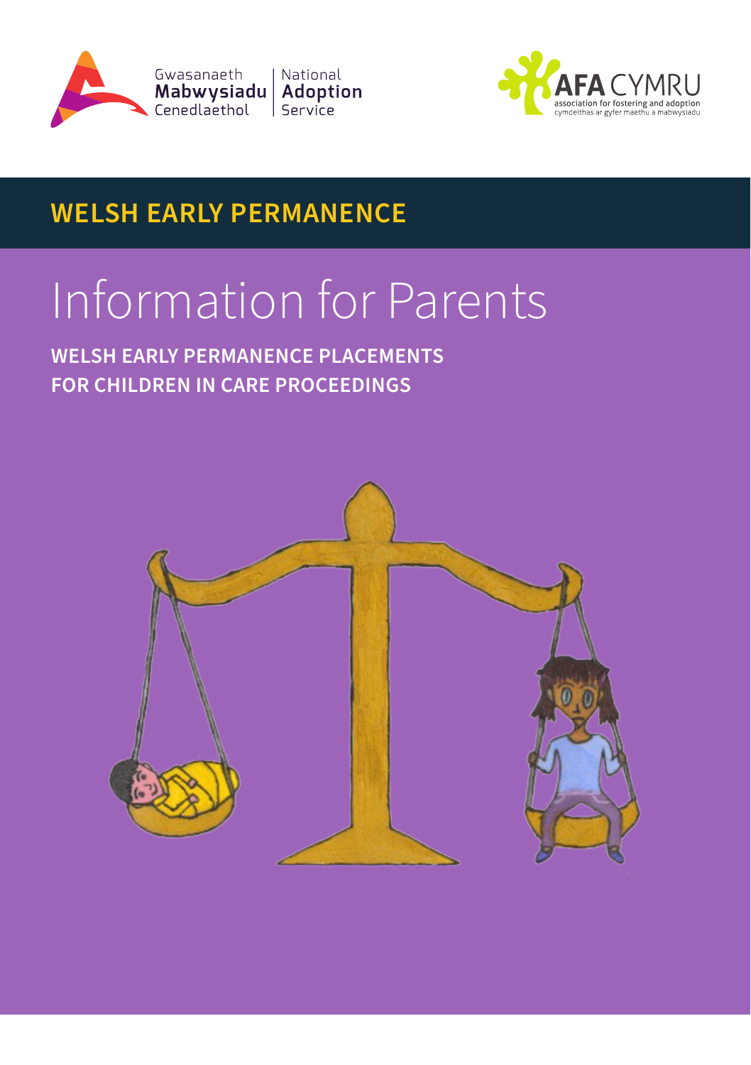Gwasanaeth Mabwysiadu Cenedlaethol | National Adoption Service

AFA CYMRU
association for fostering and adoption
cymdeithas ar gyfer maethu a mabwysiadu

**WELSH EARLY PERMANENCE**

# Information for Parents

**WELSH EARLY PERMANENCE PLACEMENTS FOR CHILDREN IN CARE PROCEEDINGS**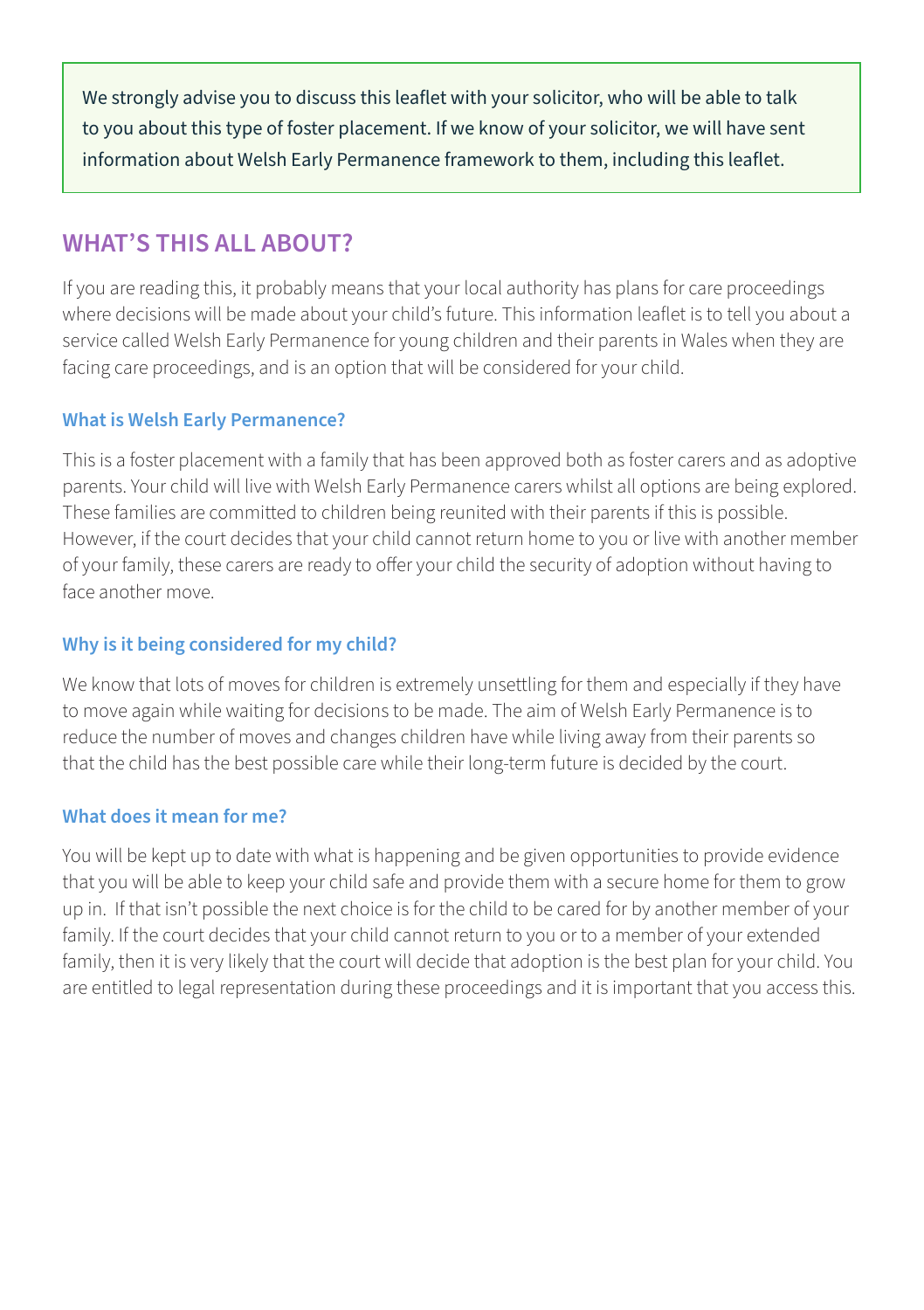We strongly advise you to discuss this leaflet with your solicitor, who will be able to talk to you about this type of foster placement. If we know of your solicitor, we will have sent information about Welsh Early Permanence framework to them, including this leaflet.

## WHAT'S THIS ALL ABOUT?

If you are reading this, it probably means that your local authority has plans for care proceedings where decisions will be made about your child's future. This information leaflet is to tell you about a service called Welsh Early Permanence for young children and their parents in Wales when they are facing care proceedings, and is an option that will be considered for your child.

### What is Welsh Early Permanence?

This is a foster placement with a family that has been approved both as foster carers and as adoptive parents. Your child will live with Welsh Early Permanence carers whilst all options are being explored. These families are committed to children being reunited with their parents if this is possible. However, if the court decides that your child cannot return home to you or live with another member of your family, these carers are ready to offer your child the security of adoption without having to face another move.

### Why is it being considered for my child?

We know that lots of moves for children is extremely unsettling for them and especially if they have to move again while waiting for decisions to be made. The aim of Welsh Early Permanence is to reduce the number of moves and changes children have while living away from their parents so that the child has the best possible care while their long-term future is decided by the court.

### What does it mean for me?

You will be kept up to date with what is happening and be given opportunities to provide evidence that you will be able to keep your child safe and provide them with a secure home for them to grow up in. If that isn't possible the next choice is for the child to be cared for by another member of your family. If the court decides that your child cannot return to you or to a member of your extended family, then it is very likely that the court will decide that adoption is the best plan for your child. You are entitled to legal representation during these proceedings and it is important that you access this.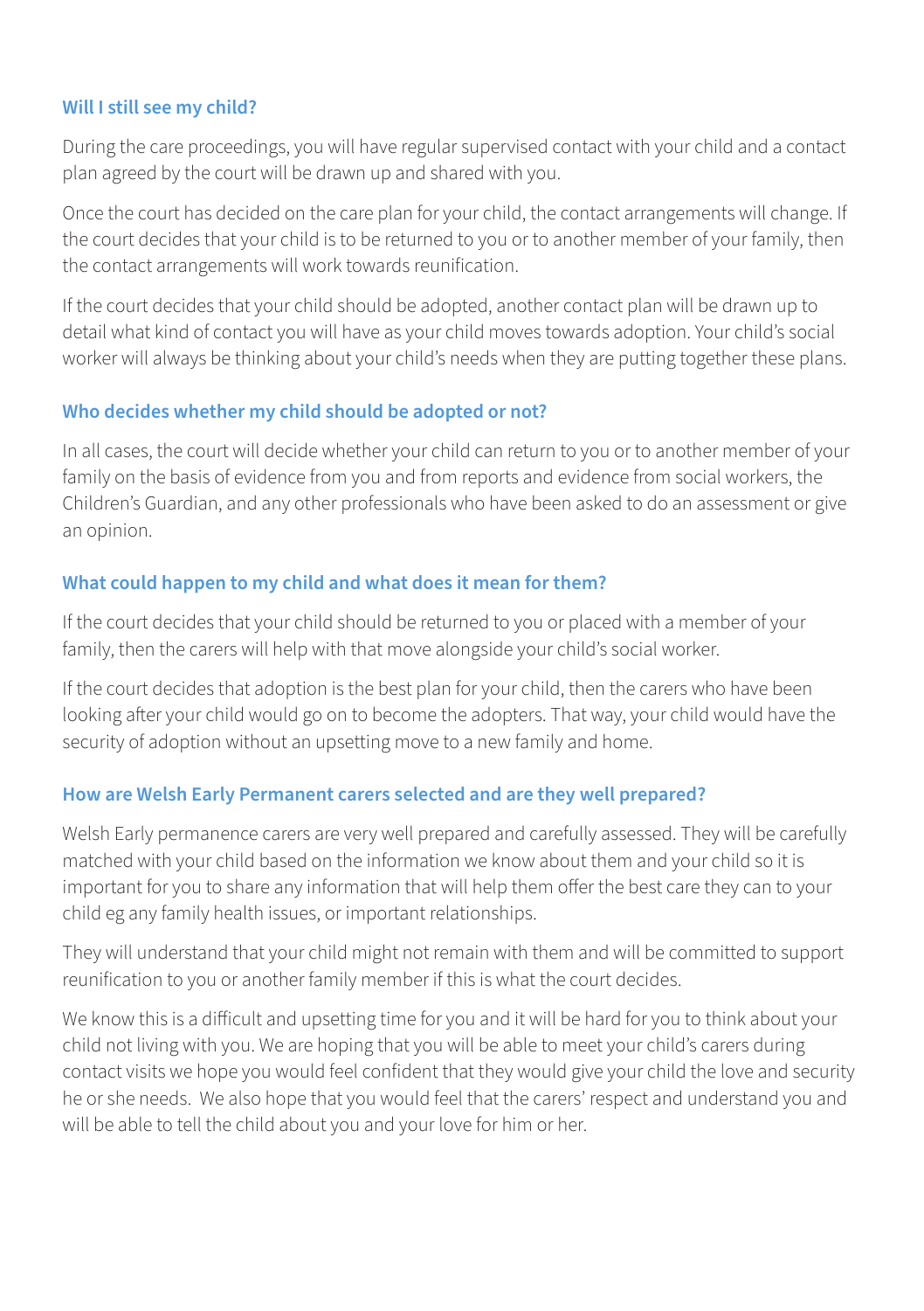### Will I still see my child?

During the care proceedings, you will have regular supervised contact with your child and a contact plan agreed by the court will be drawn up and shared with you.

Once the court has decided on the care plan for your child, the contact arrangements will change. If the court decides that your child is to be returned to you or to another member of your family, then the contact arrangements will work towards reunification.

If the court decides that your child should be adopted, another contact plan will be drawn up to detail what kind of contact you will have as your child moves towards adoption. Your child's social worker will always be thinking about your child's needs when they are putting together these plans.

### Who decides whether my child should be adopted or not?

In all cases, the court will decide whether your child can return to you or to another member of your family on the basis of evidence from you and from reports and evidence from social workers, the Children's Guardian, and any other professionals who have been asked to do an assessment or give an opinion.

### What could happen to my child and what does it mean for them?

If the court decides that your child should be returned to you or placed with a member of your family, then the carers will help with that move alongside your child's social worker.

If the court decides that adoption is the best plan for your child, then the carers who have been looking after your child would go on to become the adopters. That way, your child would have the security of adoption without an upsetting move to a new family and home.

### How are Welsh Early Permanent carers selected and are they well prepared?

Welsh Early permanence carers are very well prepared and carefully assessed. They will be carefully matched with your child based on the information we know about them and your child so it is important for you to share any information that will help them offer the best care they can to your child eg any family health issues, or important relationships.

They will understand that your child might not remain with them and will be committed to support reunification to you or another family member if this is what the court decides.

We know this is a difficult and upsetting time for you and it will be hard for you to think about your child not living with you. We are hoping that you will be able to meet your child's carers during contact visits we hope you would feel confident that they would give your child the love and security he or she needs. We also hope that you would feel that the carers' respect and understand you and will be able to tell the child about you and your love for him or her.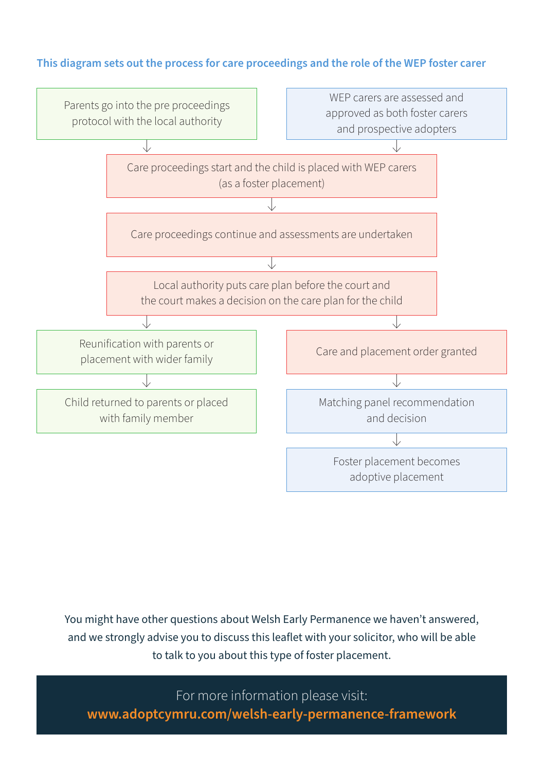**This diagram sets out the process for care proceedings and the role of the WEP foster carer**

Parents go into the pre proceedings protocol with the local authority

WEP carers are assessed and approved as both foster carers and prospective adopters

Care proceedings start and the child is placed with WEP carers (as a foster placement)

Care proceedings continue and assessments are undertaken

Local authority puts care plan before the court and the court makes a decision on the care plan for the child

Reunification with parents or placement with wider family

Child returned to parents or placed with family member

Care and placement order granted

Matching panel recommendation and decision

Foster placement becomes adoptive placement

You might have other questions about Welsh Early Permanence we haven't answered, and we strongly advise you to discuss this leaflet with your solicitor, who will be able to talk to you about this type of foster placement.

For more information please visit:
**www.adoptcymru.com/welsh-early-permanence-framework**